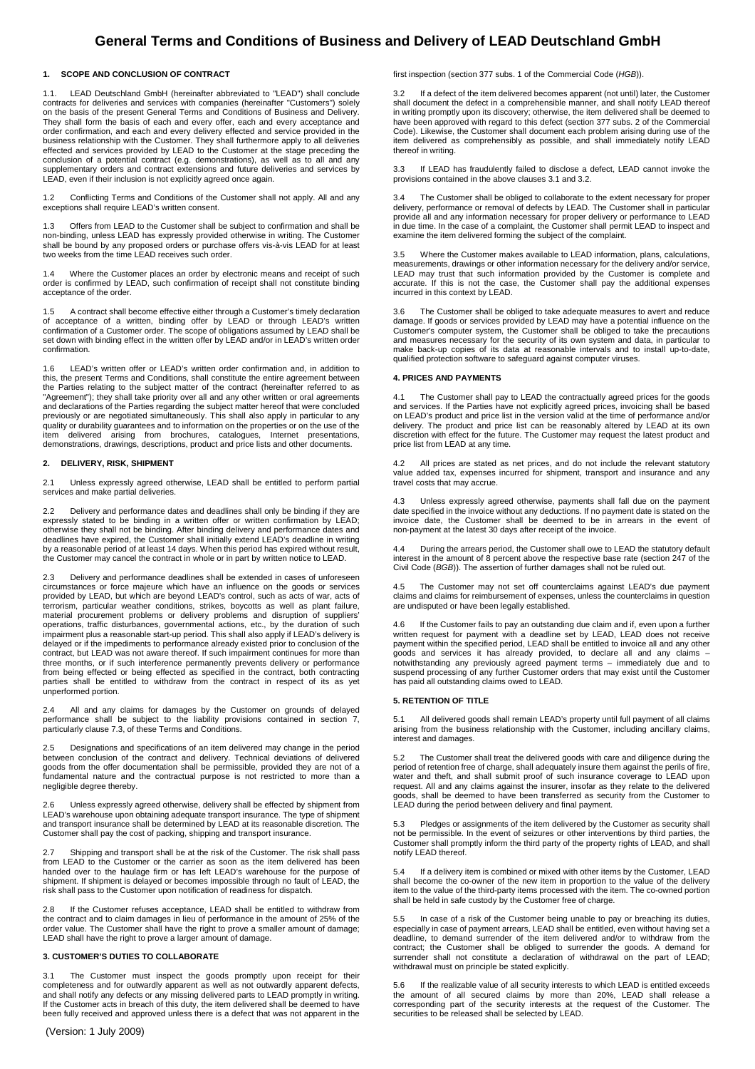# General Terms and Conditions of Business and Delivery of LEAD Deutschland GmbH

## 1. SCOPE AND CONCLUSION OF CONTRACT

1.1. LEAD Deutschland GmbH (hereinafter abbreviated to "LEAD") shall conclude contracts for deliveries and services with companies (hereinafter "Customers") solely on the basis of the present General Terms and Conditions of Business and Delivery. They shall form the basis of each and every offer, each and every acceptance and order confirmation, and each and every delivery effected and service provided in the business relationship with the Customer. They shall furthermore apply to all deliveries effected and services provided by LEAD to the Customer at the stage preceding the conclusion of a potential contract (e.g. demonstrations), as well as to all and any supplementary orders and contract extensions and future deliveries and services by LEAD, even if their inclusion is not explicitly agreed once again.

1.2 Conflicting Terms and Conditions of the Customer shall not apply. All and any exceptions shall require LEAD's written consent.

1.3 Offers from LEAD to the Customer shall be subject to confirmation and shall be non-binding, unless LEAD has expressly provided otherwise in writing. The Customer shall be bound by any proposed orders or purchase offers vis-à-vis LEAD for at least two weeks from the time LEAD receives such order.

1.4 Where the Customer places an order by electronic means and receipt of such order is confirmed by LEAD, such confirmation of receipt shall not constitute binding acceptance of the order.

1.5 A contract shall become effective either through a Customer's timely declaration of acceptance of a written, binding offer by LEAD or through LEAD's written confirmation of a Customer order. The scope of obligations assumed by LEAD shall be set down with binding effect in the written offer by LEAD and/or in LEAD's written order confirmation.

1.6 LEAD's written offer or LEAD's written order confirmation and, in addition to this, the present Terms and Conditions, shall constitute the entire agreement between the Parties relating to the subject matter of the contract (hereinafter referred to as "Agreement"); they shall take priority over all and any other written or oral agreements and declarations of the Parties regarding the subject matter hereof that were concluded previously or are negotiated simultaneously. This shall also apply in particular to any quality or durability guarantees and to information on the properties or on the use of the item delivered arising from brochures, catalogues, Internet presentations, demonstrations, drawings, descriptions, product and price lists and other documents.

## 2. DELIVERY, RISK, SHIPMENT

2.1 Unless expressly agreed otherwise, LEAD shall be entitled to perform partial services and make partial deliveries.

2.2 Delivery and performance dates and deadlines shall only be binding if they are expressly stated to be binding in a written offer or written confirmation by LEAD; otherwise they shall not be binding. After binding delivery and performance dates and deadlines have expired, the Customer shall initially extend LEAD's deadline in writing by a reasonable period of at least 14 days. When this period has expired without result, the Customer may cancel the contract in whole or in part by written notice to LEAD.

2.3 Delivery and performance deadlines shall be extended in cases of unforeseen circumstances or force majeure which have an influence on the goods or services provided by LEAD, but which are beyond LEAD's control, such as acts of war, acts of terrorism, particular weather conditions, strikes, boycotts as well as plant failure, material procurement problems or delivery problems and disruption of suppliers' operations, traffic disturbances, governmental actions, etc., by the duration of such impairment plus a reasonable start-up period. This shall also apply if LEAD's delivery is delayed or if the impediments to performance already existed prior to conclusion of the contract, but LEAD was not aware thereof. If such impairment continues for more than three months, or if such interference permanently prevents delivery or performance from being effected or being effected as specified in the contract, both contracting parties shall be entitled to withdraw from the contract in respect of its as yet unperformed portion.

2.4 All and any claims for damages by the Customer on grounds of delayed performance shall be subject to the liability provisions contained in section 7, particularly clause 7.3, of these Terms and Conditions.

2.5 Designations and specifications of an item delivered may change in the period between conclusion of the contract and delivery. Technical deviations of delivered goods from the offer documentation shall be permissible, provided they are not of a fundamental nature and the contractual purpose is not restricted to more than a negligible degree thereby.

2.6 Unless expressly agreed otherwise, delivery shall be effected by shipment from LEAD's warehouse upon obtaining adequate transport insurance. The type of shipment and transport insurance shall be determined by LEAD at its reasonable discretion. The Customer shall pay the cost of packing, shipping and transport insurance.

2.7 Shipping and transport shall be at the risk of the Customer. The risk shall pass from LEAD to the Customer or the carrier as soon as the item delivered has been handed over to the haulage firm or has left LEAD's warehouse for the purpose of shipment. If shipment is delayed or becomes impossible through no fault of LEAD, the risk shall pass to the Customer upon notification of readiness for dispatch.

2.8 If the Customer refuses acceptance, LEAD shall be entitled to withdraw from the contract and to claim damages in lieu of performance in the amount of 25% of the order value. The Customer shall have the right to prove a smaller amount of damage; LEAD shall have the right to prove a larger amount of damage.

## 3. CUSTOMER'S DUTIES TO COLLABORATE

3.1 The Customer must inspect the goods promptly upon receipt for their completeness and for outwardly apparent as well as not outwardly apparent defects, and shall notify any defects or any missing delivered parts to LEAD promptly in writing. If the Customer acts in breach of this duty, the item delivered shall be deemed to have been fully received and approved unless there is a defect that was not apparent in the first inspection (section 377 subs. 1 of the Commercial Code (*HGB*)).

3.2 If a defect of the item delivered becomes apparent (not until) later, the Customer shall document the defect in a comprehensible manner, and shall notify LEAD thereof in writing promptly upon its discovery; otherwise, the item delivered shall be deemed to have been approved with regard to this defect (section 377 subs. 2 of the Commercial Code). Likewise, the Customer shall document each problem arising during use of the item delivered as comprehensibly as possible, and shall immediately notify LEAD thereof in writing.

3.3 If LEAD has fraudulently failed to disclose a defect, LEAD cannot invoke the provisions contained in the above clauses 3.1 and 3.2.

3.4 The Customer shall be obliged to collaborate to the extent necessary for proper delivery, performance or removal of defects by LEAD. The Customer shall in particular provide all and any information necessary for proper delivery or performance to LEAD in due time. In the case of a complaint, the Customer shall permit LEAD to inspect and examine the item delivered forming the subject of the complaint.

3.5 Where the Customer makes available to LEAD information, plans, calculations, measurements, drawings or other information necessary for the delivery and/or service, LEAD may trust that such information provided by the Customer is complete and accurate. If this is not the case, the Customer shall pay the additional expenses incurred in this context by LEAD.

3.6 The Customer shall be obliged to take adequate measures to avert and reduce damage. If goods or services provided by LEAD may have a potential influence on the Customer's computer system, the Customer shall be obliged to take the precautions and measures necessary for the security of its own system and data, in particular to make back-up copies of its data at reasonable intervals and to install up-to-date, qualified protection software to safeguard against computer viruses.

## 4. PRICES AND PAYMENTS

4.1 The Customer shall pay to LEAD the contractually agreed prices for the goods and services. If the Parties have not explicitly agreed prices, invoicing shall be based on LEAD's product and price list in the version valid at the time of performance and/or delivery. The product and price list can be reasonably altered by LEAD at its own discretion with effect for the future. The Customer may request the latest product and price list from LEAD at any time.

4.2 All prices are stated as net prices, and do not include the relevant statutory value added tax, expenses incurred for shipment, transport and insurance and any travel costs that may accrue.

4.3 Unless expressly agreed otherwise, payments shall fall due on the payment date specified in the invoice without any deductions. If no payment date is stated on the invoice date, the Customer shall be deemed to be in arrears in the event of non-payment at the latest 30 days after receipt of the invoice.

4.4 During the arrears period, the Customer shall owe to LEAD the statutory default interest in the amount of 8 percent above the respective base rate (section 247 of the Civil Code (*BGB*)). The assertion of further damages shall not be ruled out.

4.5 The Customer may not set off counterclaims against LEAD's due payment claims and claims for reimbursement of expenses, unless the counterclaims in question are undisputed or have been legally established.

4.6 If the Customer fails to pay an outstanding due claim and if, even upon a further written request for payment with a deadline set by LEAD, LEAD does not receive payment within the specified period, LEAD shall be entitled to invoice all and any other goods and services it has already provided, to declare all and any claims – notwithstanding any previously agreed payment terms – immediately due and to suspend processing of any further Customer orders that may exist until the Customer has paid all outstanding claims owed to LEAD.

## 5. RETENTION OF TITLE

5.1 All delivered goods shall remain LEAD's property until full payment of all claims arising from the business relationship with the Customer, including ancillary claims, interest and damages.

5.2 The Customer shall treat the delivered goods with care and diligence during the period of retention free of charge, shall adequately insure them against the perils of fire, water and theft, and shall submit proof of such insurance coverage to LEAD upon request. All and any claims against the insurer, insofar as they relate to the delivered goods, shall be deemed to have been transferred as security from the Customer to LEAD during the period between delivery and final payment.

5.3 Pledges or assignments of the item delivered by the Customer as security shall not be permissible. In the event of seizures or other interventions by third parties, the Customer shall promptly inform the third party of the property rights of LEAD, and shall notify LEAD thereof.

5.4 If a delivery item is combined or mixed with other items by the Customer, LEAD shall become the co-owner of the new item in proportion to the value of the delivery item to the value of the third-party items processed with the item. The co-owned portion shall be held in safe custody by the Customer free of charge.

5.5 In case of a risk of the Customer being unable to pay or breaching its duties, especially in case of payment arrears, LEAD shall be entitled, even without having set a deadline, to demand surrender of the item delivered and/or to withdraw from the contract; the Customer shall be obliged to surrender the goods. A demand for surrender shall not constitute a declaration of withdrawal on the part of LEAD; withdrawal must on principle be stated explicitly.

5.6 If the realizable value of all security interests to which LEAD is entitled exceeds the amount of all secured claims by more than 20%, LEAD shall release a corresponding part of the security interests at the request of the Customer. The securities to be released shall be selected by LEAD.

(Version: 1 July 2009)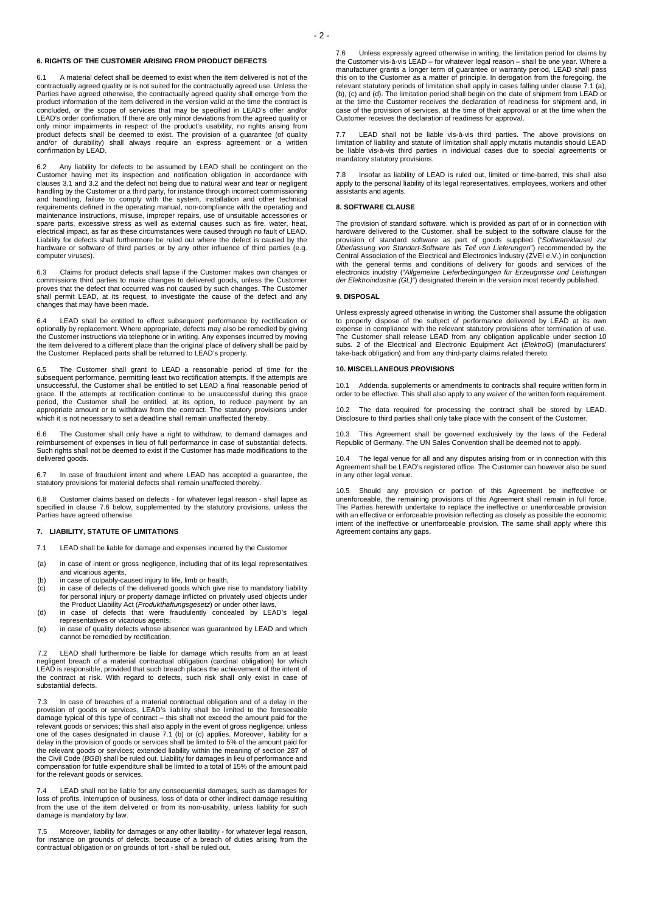### 6. RIGHTS OF THE CUSTOMER ARISING FROM PRODUCT DEFECTS

6.1 A material defect shall be deemed to exist when the item delivered is not of the contractually agreed quality or is not suited for the contractually agreed use. Unless the Parties have agreed otherwise, the contractually agreed quality shall emerge from the product information of the item delivered in the version valid at the time the contract is concluded, or the scope of services that may be specified in LEAD's offer and/or LEAD's order confirmation. If there are only minor deviations from the agreed quality or only minor impairments in respect of the product's usability, no rights arising from product defects shall be deemed to exist. The provision of a guarantee (of quality and/or of durability) shall always require an express agreement or a written confirmation by LEAD.

6.2 Any liability for defects to be assumed by LEAD shall be contingent on the Customer having met its inspection and notification obligation in accordance with clauses 3.1 and 3.2 and the defect not being due to natural wear and tear or negligent handling by the Customer or a third party, for instance through incorrect commissioning and handling, failure to comply with the system, installation and other technical requirements defined in the operating manual, non-compliance with the operating and maintenance instructions, misuse, improper repairs, use of unsuitable accessories or spare parts, excessive stress as well as external causes such as fire, water, heat, electrical impact, as far as these circumstances were caused through no fault of LEAD. Liability for defects shall furthermore be ruled out where the defect is caused by the hardware or software of third parties or by any other influence of third parties (e.g. computer viruses).

6.3 Claims for product defects shall lapse if the Customer makes own changes or commissions third parties to make changes to delivered goods, unless the Customer proves that the defect that occurred was not caused by such changes. The Customer shall permit LEAD, at its request, to investigate the cause of the defect and any changes that may have been made.

6.4 LEAD shall be entitled to effect subsequent performance by rectification or optionally by replacement. Where appropriate, defects may also be remedied by giving the Customer instructions via telephone or in writing. Any expenses incurred by moving the item delivered to a different place than the original place of delivery shall be paid by the Customer. Replaced parts shall be returned to LEAD's property.

6.5 The Customer shall grant to LEAD a reasonable period of time for the subsequent performance, permitting least two rectification attempts. If the attempts are unsuccessful, the Customer shall be entitled to set LEAD a final reasonable period of grace. If the attempts at rectification continue to be unsuccessful during this grace period, the Customer shall be entitled, at its option, to reduce payment by an appropriate amount or to withdraw from the contract. The statutory provisions under which it is not necessary to set a deadline shall remain unaffected thereby.

6.6 The Customer shall only have a right to withdraw, to demand damages and reimbursement of expenses in lieu of full performance in case of substantial defects. Such rights shall not be deemed to exist if the Customer has made modifications to the delivered goods.

6.7 In case of fraudulent intent and where LEAD has accepted a guarantee, the statutory provisions for material defects shall remain unaffected thereby.

6.8 Customer claims based on defects - for whatever legal reason - shall lapse as specified in clause 7.6 below, supplemented by the statutory provisions, unless the Parties have agreed otherwise.

### 7. LIABILITY, STATUTE OF LIMITATIONS

7.1 LEAD shall be liable for damage and expenses incurred by the Customer

(a) in case of intent or gross negligence, including that of its legal representatives and vicarious agents,
(b) in case of culpably-caused injury to life, limb or health,
(c) in case of defects of the delivered goods which give rise to mandatory liability for personal injury or property damage inflicted on privately used objects under the Product Liability Act (*Produkthaftungsgesetz*) or under other laws,
(d) in case of defects that were fraudulently concealed by LEAD's legal representatives or vicarious agents;
(e) in case of quality defects whose absence was guaranteed by LEAD and which cannot be remedied by rectification.

7.2 LEAD shall furthermore be liable for damage which results from an at least negligent breach of a material contractual obligation (cardinal obligation) for which LEAD is responsible, provided that such breach places the achievement of the intent of the contract at risk. With regard to defects, such risk shall only exist in case of substantial defects.

7.3 In case of breaches of a material contractual obligation and of a delay in the provision of goods or services, LEAD's liability shall be limited to the foreseeable damage typical of this type of contract – this shall not exceed the amount paid for the relevant goods or services; this shall also apply in the event of gross negligence, unless one of the cases designated in clause 7.1 (b) or (c) applies. Moreover, liability for a delay in the provision of goods or services shall be limited to 5% of the amount paid for the relevant goods or services; extended liability within the meaning of section 287 of the Civil Code (*BGB*) shall be ruled out. Liability for damages in lieu of performance and compensation for futile expenditure shall be limited to a total of 15% of the amount paid for the relevant goods or services.

7.4 LEAD shall not be liable for any consequential damages, such as damages for loss of profits, interruption of business, loss of data or other indirect damage resulting from the use of the item delivered or from its non-usability, unless liability for such damage is mandatory by law.

7.5 Moreover, liability for damages or any other liability - for whatever legal reason, for instance on grounds of defects, because of a breach of duties arising from the contractual obligation or on grounds of tort - shall be ruled out.

7.6 Unless expressly agreed otherwise in writing, the limitation period for claims by the Customer vis-à-vis LEAD – for whatever legal reason – shall be one year. Where a manufacturer grants a longer term of guarantee or warranty period, LEAD shall pass this on to the Customer as a matter of principle. In derogation from the foregoing, the relevant statutory periods of limitation shall apply in cases falling under clause 7.1 (a), (b), (c) and (d). The limitation period shall begin on the date of shipment from LEAD or at the time the Customer receives the declaration of readiness for shipment and, in case of the provision of services, at the time of their approval or at the time when the Customer receives the declaration of readiness for approval.

7.7 LEAD shall not be liable vis-à-vis third parties. The above provisions on limitation of liability and statute of limitation shall apply mutatis mutandis should LEAD be liable vis-à-vis third parties in individual cases due to special agreements or mandatory statutory provisions.

7.8 Insofar as liability of LEAD is ruled out, limited or time-barred, this shall also apply to the personal liability of its legal representatives, employees, workers and other assistants and agents.

### 8. SOFTWARE CLAUSE

The provision of standard software, which is provided as part of or in connection with hardware delivered to the Customer, shall be subject to the software clause for the provision of standard software as part of goods supplied ("*Softwareklausel zur Überlassung von Standart-Software als Teil von Lieferungen*") recommended by the Central Association of the Electrical and Electronics Industry (ZVEI e.V.) in conjunction with the general terms and conditions of delivery for goods and services of the electronics inudstry ("*Allgemeine Lieferbedingungen für Erzeugnisse und Leistungen der Elektroindustrie (GL)*") designated therein in the version most recently published.

### 9. DISPOSAL

Unless expressly agreed otherwise in writing, the Customer shall assume the obligation to properly dispose of the subject of performance delivered by LEAD at its own expense in compliance with the relevant statutory provisions after termination of use. The Customer shall release LEAD from any obligation applicable under section 10 subs. 2 of the Electrical and Electronic Equipment Act (*ElektroG*) (manufacturers' take-back obligation) and from any third-party claims related thereto.

### 10. MISCELLANEOUS PROVISIONS

10.1 Addenda, supplements or amendments to contracts shall require written form in order to be effective. This shall also apply to any waiver of the written form requirement.

10.2 The data required for processing the contract shall be stored by LEAD. Disclosure to third parties shall only take place with the consent of the Customer.

10.3 This Agreement shall be governed exclusively by the laws of the Federal Republic of Germany. The UN Sales Convention shall be deemed not to apply.

10.4 The legal venue for all and any disputes arising from or in connection with this Agreement shall be LEAD's registered office. The Customer can however also be sued in any other legal venue.

10.5 Should any provision or portion of this Agreement be ineffective or unenforceable, the remaining provisions of this Agreement shall remain in full force. The Parties herewith undertake to replace the ineffective or unenforceable provision with an effective or enforceable provision reflecting as closely as possible the economic intent of the ineffective or unenforceable provision. The same shall apply where this Agreement contains any gaps.